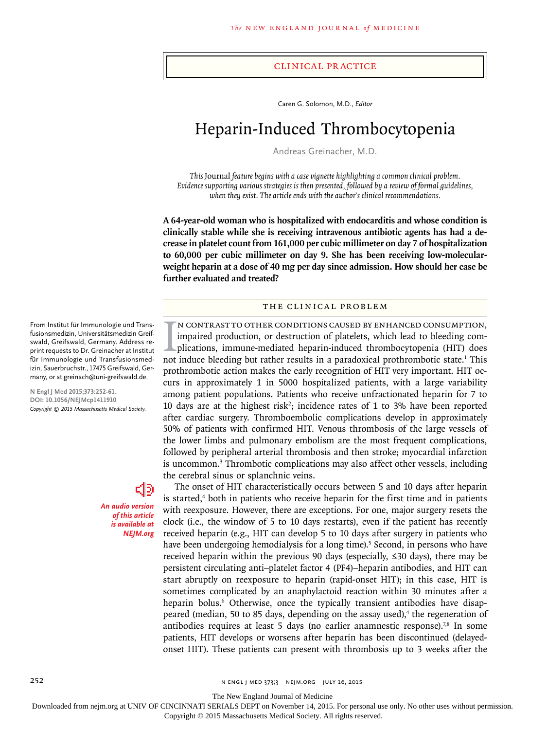CLINICAL PRACTICE

Caren G. Solomon, M.D., *Editor*

# Heparin-Induced Thrombocytopenia

Andreas Greinacher, M.D.

*This* Journal *feature begins with a case vignette highlighting a common clinical problem. Evidence supporting various strategies is then presented, followed by a review of formal guidelines, when they exist. The article ends with the author's clinical recommendations.*

**A 64-year-old woman who is hospitalized with endocarditis and whose condition is clinically stable while she is receiving intravenous antibiotic agents has had a decrease in platelet count from 161,000 per cubic millimeter on day 7 of hospitalization to 60,000 per cubic millimeter on day 9. She has been receiving low-molecular-weight heparin at a dose of 40 mg per day since admission. How should her case be further evaluated and treated?**

From Institut für Immunologie und Transfusionsmedizin, Universitätsmedizin Greifswald, Greifswald, Germany. Address reprint requests to Dr. Greinacher at Institut für Immunologie und Transfusionsmedizin, Sauerbruchstr., 17475 Greifswald, Germany, or at greinach@uni-greifswald.de.

N Engl J Med 2015;373:252-61.
DOI: 10.1056/NEJMcp1411910
*Copyright © 2015 Massachusetts Medical Society.*

*An audio version of this article is available at NEJM.org*

## THE CLINICAL PROBLEM

In contrast to other conditions caused by enhanced consumption, impaired production, or destruction of platelets, which lead to bleeding complications, immune-mediated heparin-induced thrombocytopenia (HIT) does not induce bleeding but rather results in a paradoxical prothrombotic state.[1] This prothrombotic action makes the early recognition of HIT very important. HIT occurs in approximately 1 in 5000 hospitalized patients, with a large variability among patient populations. Patients who receive unfractionated heparin for 7 to 10 days are at the highest risk[2]; incidence rates of 1 to 3% have been reported after cardiac surgery. Thromboembolic complications develop in approximately 50% of patients with confirmed HIT. Venous thrombosis of the large vessels of the lower limbs and pulmonary embolism are the most frequent complications, followed by peripheral arterial thrombosis and then stroke; myocardial infarction is uncommon.[3] Thrombotic complications may also affect other vessels, including the cerebral sinus or splanchnic veins.

The onset of HIT characteristically occurs between 5 and 10 days after heparin is started,[4] both in patients who receive heparin for the first time and in patients with reexposure. However, there are exceptions. For one, major surgery resets the clock (i.e., the window of 5 to 10 days restarts), even if the patient has recently received heparin (e.g., HIT can develop 5 to 10 days after surgery in patients who have been undergoing hemodialysis for a long time).[5] Second, in persons who have received heparin within the previous 90 days (especially, ≤30 days), there may be persistent circulating anti–platelet factor 4 (PF4)–heparin antibodies, and HIT can start abruptly on reexposure to heparin (rapid-onset HIT); in this case, HIT is sometimes complicated by an anaphylactoid reaction within 30 minutes after a heparin bolus.[6] Otherwise, once the typically transient antibodies have disappeared (median, 50 to 85 days, depending on the assay used),[4] the regeneration of antibodies requires at least 5 days (no earlier anamnestic response).[7,8] In some patients, HIT develops or worsens after heparin has been discontinued (delayed-onset HIT). These patients can present with thrombosis up to 3 weeks after the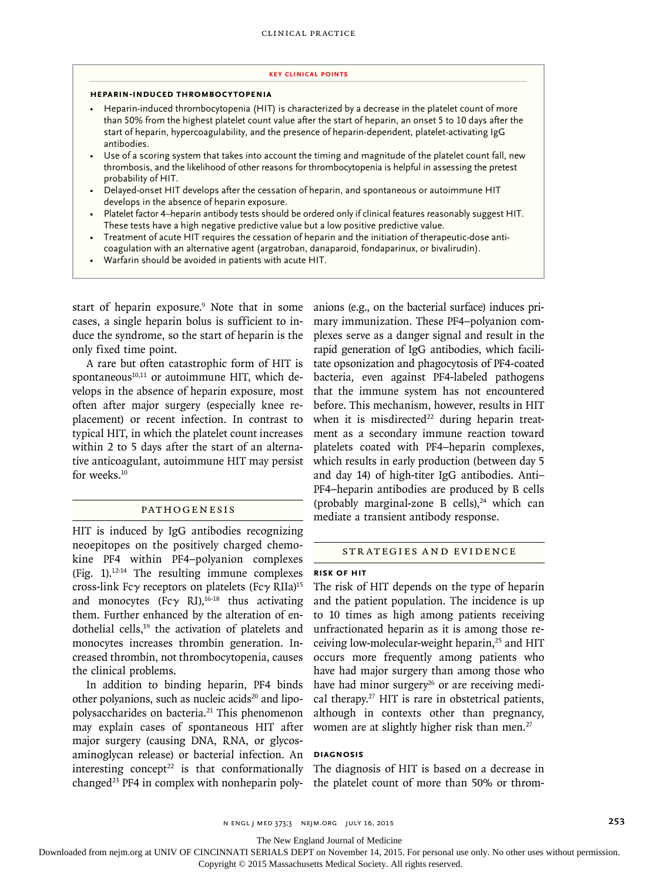**KEY CLINICAL POINTS**

**HEPARIN-INDUCED THROMBOCYTOPENIA**

- Heparin-induced thrombocytopenia (HIT) is characterized by a decrease in the platelet count of more than 50% from the highest platelet count value after the start of heparin, an onset 5 to 10 days after the start of heparin, hypercoagulability, and the presence of heparin-dependent, platelet-activating IgG antibodies.
- Use of a scoring system that takes into account the timing and magnitude of the platelet count fall, new thrombosis, and the likelihood of other reasons for thrombocytopenia is helpful in assessing the pretest probability of HIT.
- Delayed-onset HIT develops after the cessation of heparin, and spontaneous or autoimmune HIT develops in the absence of heparin exposure.
- Platelet factor 4–heparin antibody tests should be ordered only if clinical features reasonably suggest HIT. These tests have a high negative predictive value but a low positive predictive value.
- Treatment of acute HIT requires the cessation of heparin and the initiation of therapeutic-dose anticoagulation with an alternative agent (argatroban, danaparoid, fondaparinux, or bivalirudin).
- Warfarin should be avoided in patients with acute HIT.

start of heparin exposure.[9] Note that in some cases, a single heparin bolus is sufficient to induce the syndrome, so the start of heparin is the only fixed time point.

A rare but often catastrophic form of HIT is spontaneous[10,11] or autoimmune HIT, which develops in the absence of heparin exposure, most often after major surgery (especially knee replacement) or recent infection. In contrast to typical HIT, in which the platelet count increases within 2 to 5 days after the start of an alternative anticoagulant, autoimmune HIT may persist for weeks.[10]

## PATHOGENESIS

HIT is induced by IgG antibodies recognizing neoepitopes on the positively charged chemokine PF4 within PF4–polyanion complexes (Fig. 1).[12-14] The resulting immune complexes cross-link Fcγ receptors on platelets (Fcγ RIIa)[15] and monocytes (Fcγ RI),[16-18] thus activating them. Further enhanced by the alteration of endothelial cells,[19] the activation of platelets and monocytes increases thrombin generation. Increased thrombin, not thrombocytopenia, causes the clinical problems.

In addition to binding heparin, PF4 binds other polyanions, such as nucleic acids[20] and lipopolysaccharides on bacteria.[21] This phenomenon may explain cases of spontaneous HIT after major surgery (causing DNA, RNA, or glycosaminoglycan release) or bacterial infection. An interesting concept[22] is that conformationally changed[23] PF4 in complex with nonheparin polyanions (e.g., on the bacterial surface) induces primary immunization. These PF4–polyanion complexes serve as a danger signal and result in the rapid generation of IgG antibodies, which facilitate opsonization and phagocytosis of PF4-coated bacteria, even against PF4-labeled pathogens that the immune system has not encountered before. This mechanism, however, results in HIT when it is misdirected[22] during heparin treatment as a secondary immune reaction toward platelets coated with PF4–heparin complexes, which results in early production (between day 5 and day 14) of high-titer IgG antibodies. Anti–PF4–heparin antibodies are produced by B cells (probably marginal-zone B cells),[24] which can mediate a transient antibody response.

## STRATEGIES AND EVIDENCE

### RISK OF HIT

The risk of HIT depends on the type of heparin and the patient population. The incidence is up to 10 times as high among patients receiving unfractionated heparin as it is among those receiving low-molecular-weight heparin,[25] and HIT occurs more frequently among patients who have had major surgery than among those who have had minor surgery[26] or are receiving medical therapy.[27] HIT is rare in obstetrical patients, although in contexts other than pregnancy, women are at slightly higher risk than men.[27]

### DIAGNOSIS

The diagnosis of HIT is based on a decrease in the platelet count of more than 50% or throm-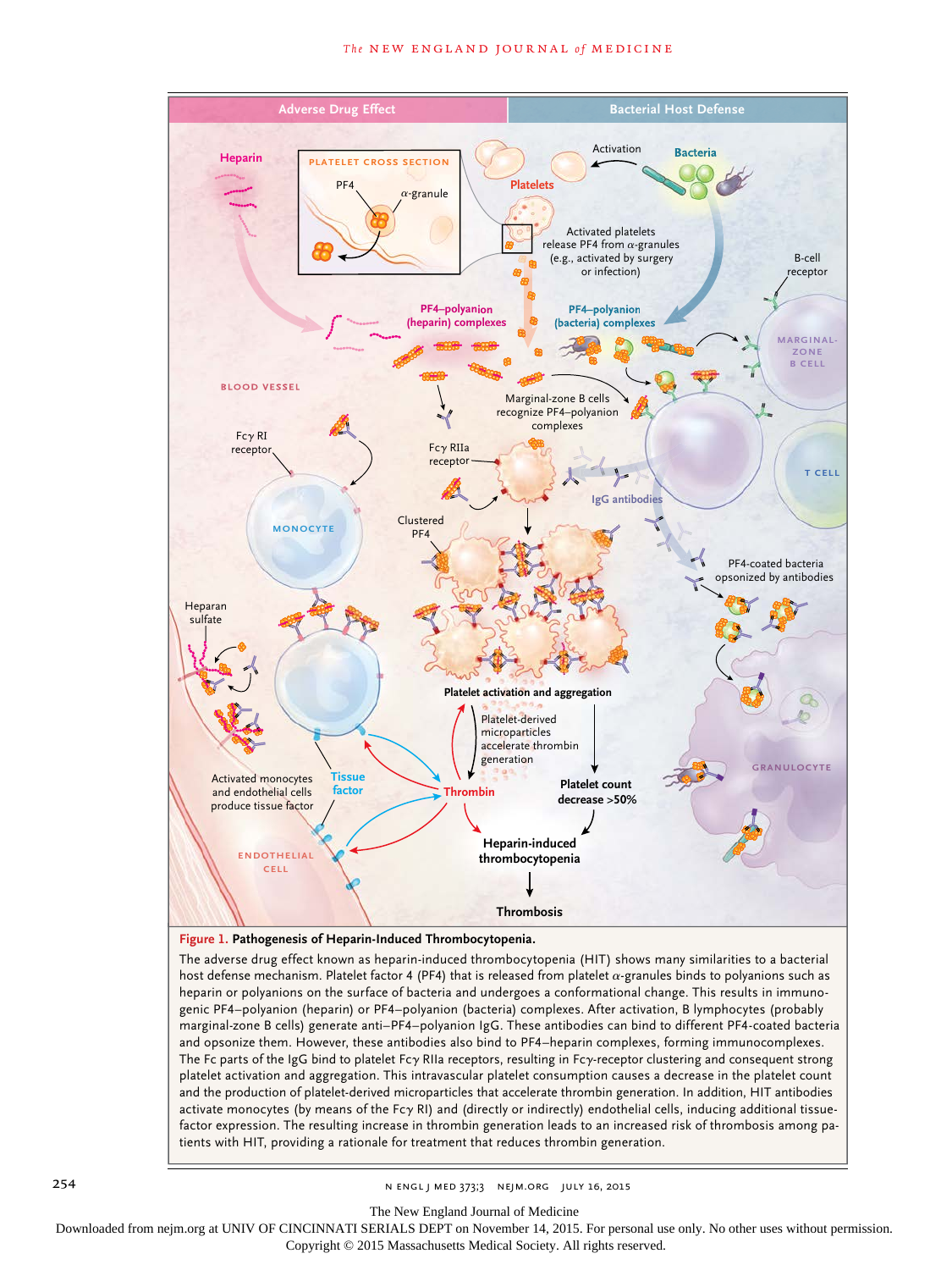**Figure 1. Pathogenesis of Heparin-Induced Thrombocytopenia.**

The adverse drug effect known as heparin-induced thrombocytopenia (HIT) shows many similarities to a bacterial host defense mechanism. Platelet factor 4 (PF4) that is released from platelet α-granules binds to polyanions such as heparin or polyanions on the surface of bacteria and undergoes a conformational change. This results in immunogenic PF4–polyanion (heparin) or PF4–polyanion (bacteria) complexes. After activation, B lymphocytes (probably marginal-zone B cells) generate anti–PF4–polyanion IgG. These antibodies can bind to different PF4-coated bacteria and opsonize them. However, these antibodies also bind to PF4–heparin complexes, forming immunocomplexes. The Fc parts of the IgG bind to platelet Fcγ RIIa receptors, resulting in Fcγ-receptor clustering and consequent strong platelet activation and aggregation. This intravascular platelet consumption causes a decrease in the platelet count and the production of platelet-derived microparticles that accelerate thrombin generation. In addition, HIT antibodies activate monocytes (by means of the Fcγ RI) and (directly or indirectly) endothelial cells, inducing additional tissue-factor expression. The resulting increase in thrombin generation leads to an increased risk of thrombosis among patients with HIT, providing a rationale for treatment that reduces thrombin generation.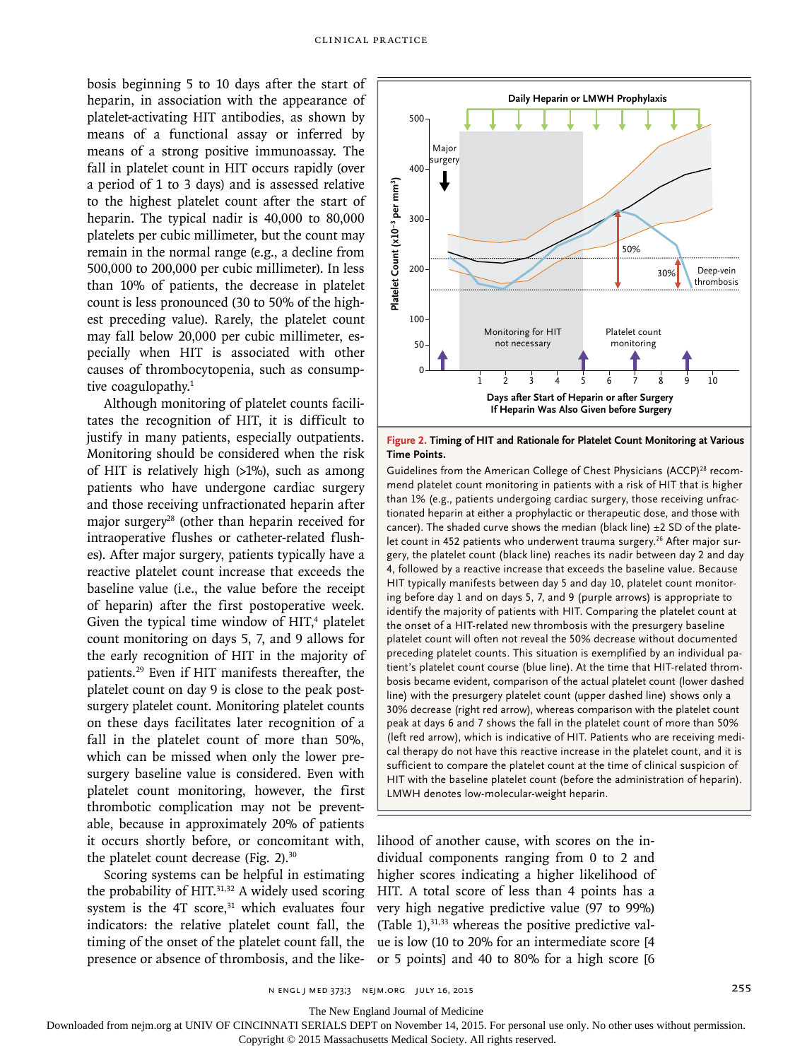bosis beginning 5 to 10 days after the start of heparin, in association with the appearance of platelet-activating HIT antibodies, as shown by means of a functional assay or inferred by means of a strong positive immunoassay. The fall in platelet count in HIT occurs rapidly (over a period of 1 to 3 days) and is assessed relative to the highest platelet count after the start of heparin. The typical nadir is 40,000 to 80,000 platelets per cubic millimeter, but the count may remain in the normal range (e.g., a decline from 500,000 to 200,000 per cubic millimeter). In less than 10% of patients, the decrease in platelet count is less pronounced (30 to 50% of the highest preceding value). Rarely, the platelet count may fall below 20,000 per cubic millimeter, especially when HIT is associated with other causes of thrombocytopenia, such as consumptive coagulopathy.[1]

Although monitoring of platelet counts facilitates the recognition of HIT, it is difficult to justify in many patients, especially outpatients. Monitoring should be considered when the risk of HIT is relatively high (>1%), such as among patients who have undergone cardiac surgery and those receiving unfractionated heparin after major surgery[28] (other than heparin received for intraoperative flushes or catheter-related flushes). After major surgery, patients typically have a reactive platelet count increase that exceeds the baseline value (i.e., the value before the receipt of heparin) after the first postoperative week. Given the typical time window of HIT,[4] platelet count monitoring on days 5, 7, and 9 allows for the early recognition of HIT in the majority of patients.[29] Even if HIT manifests thereafter, the platelet count on day 9 is close to the peak postsurgery platelet count. Monitoring platelet counts on these days facilitates later recognition of a fall in the platelet count of more than 50%, which can be missed when only the lower presurgery baseline value is considered. Even with platelet count monitoring, however, the first thrombotic complication may not be preventable, because in approximately 20% of patients it occurs shortly before, or concomitant with, the platelet count decrease (Fig. 2).[30]

**Figure 2. Timing of HIT and Rationale for Platelet Count Monitoring at Various Time Points.**

Guidelines from the American College of Chest Physicians (ACCP)[28] recommend platelet count monitoring in patients with a risk of HIT that is higher than 1% (e.g., patients undergoing cardiac surgery, those receiving unfractionated heparin at either a prophylactic or therapeutic dose, and those with cancer). The shaded curve shows the median (black line) ±2 SD of the platelet count in 452 patients who underwent trauma surgery.[26] After major surgery, the platelet count (black line) reaches its nadir between day 2 and day 4, followed by a reactive increase that exceeds the baseline value. Because HIT typically manifests between day 5 and day 10, platelet count monitoring before day 1 and on days 5, 7, and 9 (purple arrows) is appropriate to identify the majority of patients with HIT. Comparing the platelet count at the onset of a HIT-related new thrombosis with the presurgery baseline platelet count will often not reveal the 50% decrease without documented preceding platelet counts. This situation is exemplified by an individual patient's platelet count course (blue line). At the time that HIT-related thrombosis became evident, comparison of the actual platelet count (lower dashed line) with the presurgery platelet count (upper dashed line) shows only a 30% decrease (right red arrow), whereas comparison with the platelet count peak at days 6 and 7 shows the fall in the platelet count of more than 50% (left red arrow), which is indicative of HIT. Patients who are receiving medical therapy do not have this reactive increase in the platelet count, and it is sufficient to compare the platelet count at the time of clinical suspicion of HIT with the baseline platelet count (before the administration of heparin). LMWH denotes low-molecular-weight heparin.

Scoring systems can be helpful in estimating the probability of HIT.[31,32] A widely used scoring system is the 4T score,[31] which evaluates four indicators: the relative platelet count fall, the timing of the onset of the platelet count fall, the presence or absence of thrombosis, and the likelihood of another cause, with scores on the individual components ranging from 0 to 2 and higher scores indicating a higher likelihood of HIT. A total score of less than 4 points has a very high negative predictive value (97 to 99%) (Table 1),[31,33] whereas the positive predictive value is low (10 to 20% for an intermediate score [4 or 5 points] and 40 to 80% for a high score [6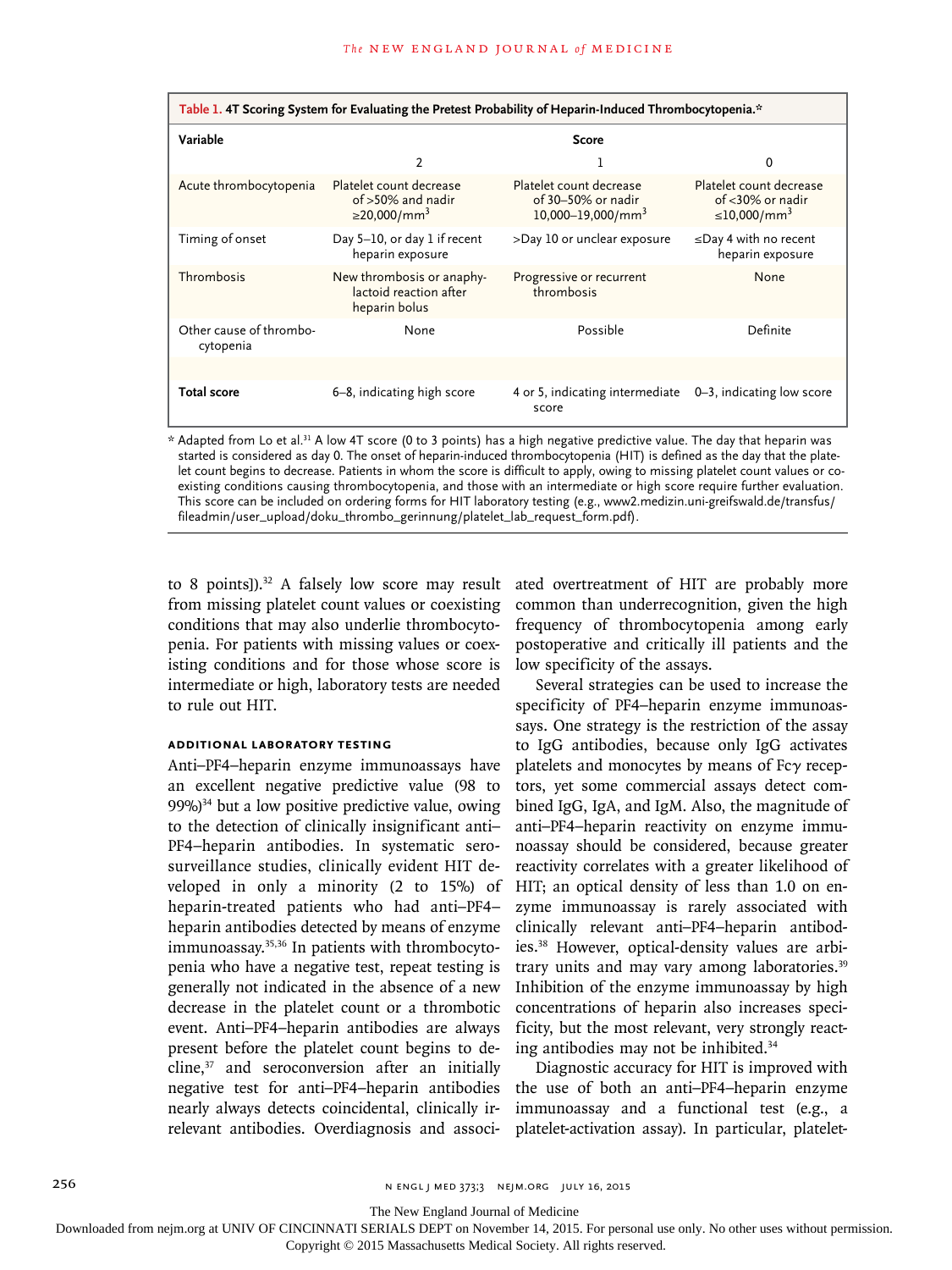**Table 1. 4T Scoring System for Evaluating the Pretest Probability of Heparin-Induced Thrombocytopenia.***

| Variable | Score | | |
|---|---|---|---|
| | 2 | 1 | 0 |
| Acute thrombocytopenia | Platelet count decrease of >50% and nadir ≥20,000/mm$^3$ | Platelet count decrease of 30–50% or nadir 10,000–19,000/mm$^3$ | Platelet count decrease of <30% or nadir ≤10,000/mm$^3$ |
| Timing of onset | Day 5–10, or day 1 if recent heparin exposure | >Day 10 or unclear exposure | ≤Day 4 with no recent heparin exposure |
| Thrombosis | New thrombosis or anaphylactoid reaction after heparin bolus | Progressive or recurrent thrombosis | None |
| Other cause of thrombocytopenia | None | Possible | Definite |
| **Total score** | 6–8, indicating high score | 4 or 5, indicating intermediate score | 0–3, indicating low score |

\* Adapted from Lo et al.[31] A low 4T score (0 to 3 points) has a high negative predictive value. The day that heparin was started is considered as day 0. The onset of heparin-induced thrombocytopenia (HIT) is defined as the day that the platelet count begins to decrease. Patients in whom the score is difficult to apply, owing to missing platelet count values or coexisting conditions causing thrombocytopenia, and those with an intermediate or high score require further evaluation. This score can be included on ordering forms for HIT laboratory testing (e.g., www2.medizin.uni-greifswald.de/transfus/fileadmin/user_upload/doku_thrombo_gerinnung/platelet_lab_request_form.pdf).

to 8 points]).[32] A falsely low score may result from missing platelet count values or coexisting conditions that may also underlie thrombocytopenia. For patients with missing values or coexisting conditions and for those whose score is intermediate or high, laboratory tests are needed to rule out HIT.

### ADDITIONAL LABORATORY TESTING

Anti–PF4–heparin enzyme immunoassays have an excellent negative predictive value (98 to 99%)[34] but a low positive predictive value, owing to the detection of clinically insignificant anti–PF4–heparin antibodies. In systematic serosurveillance studies, clinically evident HIT developed in only a minority (2 to 15%) of heparin-treated patients who had anti–PF4–heparin antibodies detected by means of enzyme immunoassay.[35,36] In patients with thrombocytopenia who have a negative test, repeat testing is generally not indicated in the absence of a new decrease in the platelet count or a thrombotic event. Anti–PF4–heparin antibodies are always present before the platelet count begins to decline,[37] and seroconversion after an initially negative test for anti–PF4–heparin antibodies nearly always detects coincidental, clinically irrelevant antibodies. Overdiagnosis and associated overtreatment of HIT are probably more common than underrecognition, given the high frequency of thrombocytopenia among early postoperative and critically ill patients and the low specificity of the assays.

Several strategies can be used to increase the specificity of PF4–heparin enzyme immunoassays. One strategy is the restriction of the assay to IgG antibodies, because only IgG activates platelets and monocytes by means of Fcγ receptors, yet some commercial assays detect combined IgG, IgA, and IgM. Also, the magnitude of anti–PF4–heparin reactivity on enzyme immunoassay should be considered, because greater reactivity correlates with a greater likelihood of HIT; an optical density of less than 1.0 on enzyme immunoassay is rarely associated with clinically relevant anti–PF4–heparin antibodies.[38] However, optical-density values are arbitrary units and may vary among laboratories.[39] Inhibition of the enzyme immunoassay by high concentrations of heparin also increases specificity, but the most relevant, very strongly reacting antibodies may not be inhibited.[34]

Diagnostic accuracy for HIT is improved with the use of both an anti–PF4–heparin enzyme immunoassay and a functional test (e.g., a platelet-activation assay). In particular, platelet-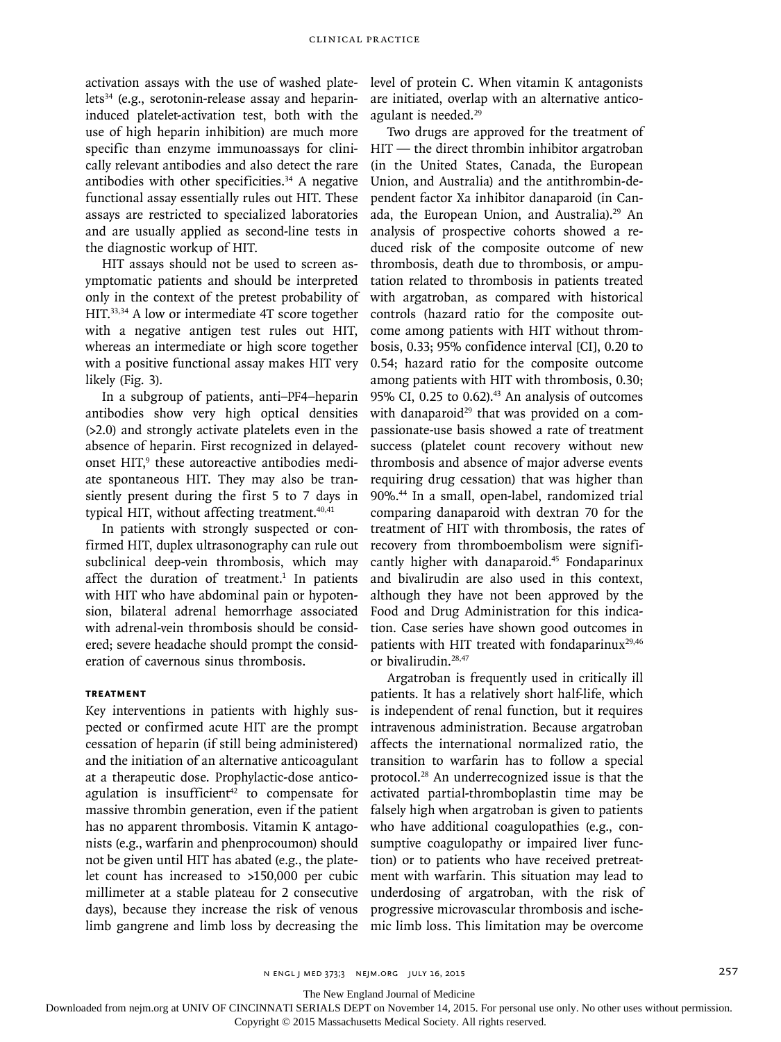activation assays with the use of washed platelets[34] (e.g., serotonin-release assay and heparin-induced platelet-activation test, both with the use of high heparin inhibition) are much more specific than enzyme immunoassays for clinically relevant antibodies and also detect the rare antibodies with other specificities.[34] A negative functional assay essentially rules out HIT. These assays are restricted to specialized laboratories and are usually applied as second-line tests in the diagnostic workup of HIT.

HIT assays should not be used to screen asymptomatic patients and should be interpreted only in the context of the pretest probability of HIT.[33,34] A low or intermediate 4T score together with a negative antigen test rules out HIT, whereas an intermediate or high score together with a positive functional assay makes HIT very likely (Fig. 3).

In a subgroup of patients, anti–PF4–heparin antibodies show very high optical densities (>2.0) and strongly activate platelets even in the absence of heparin. First recognized in delayed-onset HIT,[9] these autoreactive antibodies mediate spontaneous HIT. They may also be transiently present during the first 5 to 7 days in typical HIT, without affecting treatment.[40,41]

In patients with strongly suspected or confirmed HIT, duplex ultrasonography can rule out subclinical deep-vein thrombosis, which may affect the duration of treatment.[1] In patients with HIT who have abdominal pain or hypotension, bilateral adrenal hemorrhage associated with adrenal-vein thrombosis should be considered; severe headache should prompt the consideration of cavernous sinus thrombosis.

### TREATMENT

Key interventions in patients with highly suspected or confirmed acute HIT are the prompt cessation of heparin (if still being administered) and the initiation of an alternative anticoagulant at a therapeutic dose. Prophylactic-dose anticoagulation is insufficient[42] to compensate for massive thrombin generation, even if the patient has no apparent thrombosis. Vitamin K antagonists (e.g., warfarin and phenprocoumon) should not be given until HIT has abated (e.g., the platelet count has increased to >150,000 per cubic millimeter at a stable plateau for 2 consecutive days), because they increase the risk of venous limb gangrene and limb loss by decreasing the level of protein C. When vitamin K antagonists are initiated, overlap with an alternative anticoagulant is needed.[29]

Two drugs are approved for the treatment of HIT — the direct thrombin inhibitor argatroban (in the United States, Canada, the European Union, and Australia) and the antithrombin-dependent factor Xa inhibitor danaparoid (in Canada, the European Union, and Australia).[29] An analysis of prospective cohorts showed a reduced risk of the composite outcome of new thrombosis, death due to thrombosis, or amputation related to thrombosis in patients treated with argatroban, as compared with historical controls (hazard ratio for the composite outcome among patients with HIT without thrombosis, 0.33; 95% confidence interval [CI], 0.20 to 0.54; hazard ratio for the composite outcome among patients with HIT with thrombosis, 0.30; 95% CI, 0.25 to 0.62).[43] An analysis of outcomes with danaparoid[29] that was provided on a compassionate-use basis showed a rate of treatment success (platelet count recovery without new thrombosis and absence of major adverse events requiring drug cessation) that was higher than 90%.[44] In a small, open-label, randomized trial comparing danaparoid with dextran 70 for the treatment of HIT with thrombosis, the rates of recovery from thromboembolism were significantly higher with danaparoid.[45] Fondaparinux and bivalirudin are also used in this context, although they have not been approved by the Food and Drug Administration for this indication. Case series have shown good outcomes in patients with HIT treated with fondaparinux[29,46] or bivalirudin.[28,47]

Argatroban is frequently used in critically ill patients. It has a relatively short half-life, which is independent of renal function, but it requires intravenous administration. Because argatroban affects the international normalized ratio, the transition to warfarin has to follow a special protocol.[28] An underrecognized issue is that the activated partial-thromboplastin time may be falsely high when argatroban is given to patients who have additional coagulopathies (e.g., consumptive coagulopathy or impaired liver function) or to patients who have received pretreatment with warfarin. This situation may lead to underdosing of argatroban, with the risk of progressive microvascular thrombosis and ischemic limb loss. This limitation may be overcome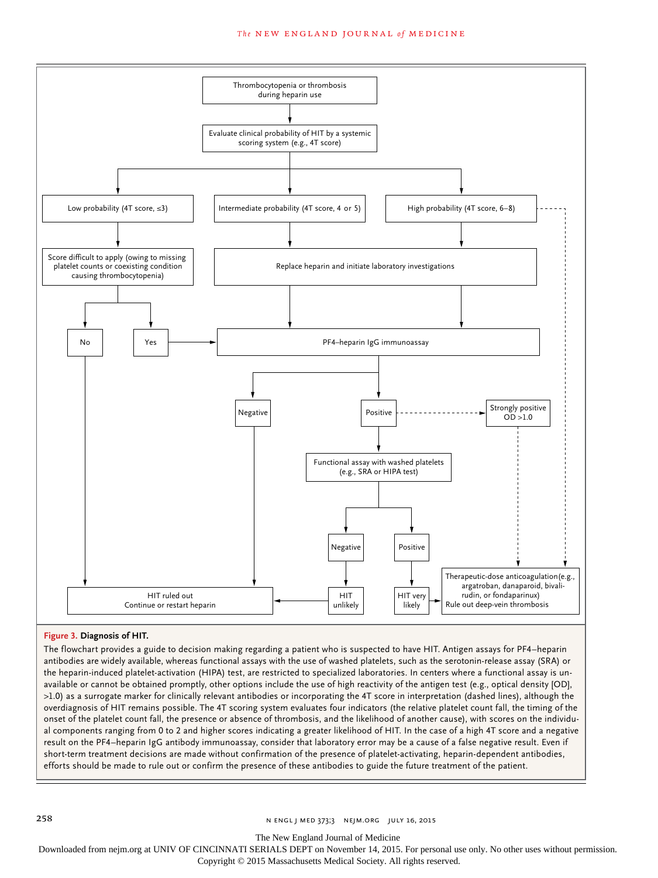Thrombocytopenia or thrombosis during heparin use

Evaluate clinical probability of HIT by a systemic scoring system (e.g., 4T score)

- Low probability (4T score, ≤3)
  - Score difficult to apply (owing to missing platelet counts or coexisting condition causing thrombocytopenia)
    - No → HIT ruled out; Continue or restart heparin
    - Yes → PF4–heparin IgG immunoassay
- Intermediate probability (4T score, 4 or 5) → Replace heparin and initiate laboratory investigations → PF4–heparin IgG immunoassay
- High probability (4T score, 6–8) → Replace heparin and initiate laboratory investigations → PF4–heparin IgG immunoassay
  - (dashed line) → Therapeutic-dose anticoagulation

PF4–heparin IgG immunoassay

- Negative → HIT ruled out; Continue or restart heparin
- Positive → Functional assay with washed platelets (e.g., SRA or HIPA test)
  - Negative → HIT unlikely → HIT ruled out; Continue or restart heparin
  - Positive → HIT very likely → Therapeutic-dose anticoagulation (e.g., argatroban, danaparoid, bivalirudin, or fondaparinux); Rule out deep-vein thrombosis
- Positive (dashed line) → Strongly positive OD >1.0 → (dashed line) → Therapeutic-dose anticoagulation (e.g., argatroban, danaparoid, bivalirudin, or fondaparinux); Rule out deep-vein thrombosis

**Figure 3. Diagnosis of HIT.**

The flowchart provides a guide to decision making regarding a patient who is suspected to have HIT. Antigen assays for PF4–heparin antibodies are widely available, whereas functional assays with the use of washed platelets, such as the serotonin-release assay (SRA) or the heparin-induced platelet-activation (HIPA) test, are restricted to specialized laboratories. In centers where a functional assay is unavailable or cannot be obtained promptly, other options include the use of high reactivity of the antigen test (e.g., optical density [OD], >1.0) as a surrogate marker for clinically relevant antibodies or incorporating the 4T score in interpretation (dashed lines), although the overdiagnosis of HIT remains possible. The 4T scoring system evaluates four indicators (the relative platelet count fall, the timing of the onset of the platelet count fall, the presence or absence of thrombosis, and the likelihood of another cause), with scores on the individual components ranging from 0 to 2 and higher scores indicating a greater likelihood of HIT. In the case of a high 4T score and a negative result on the PF4–heparin IgG antibody immunoassay, consider that laboratory error may be a cause of a false negative result. Even if short-term treatment decisions are made without confirmation of the presence of platelet-activating, heparin-dependent antibodies, efforts should be made to rule out or confirm the presence of these antibodies to guide the future treatment of the patient.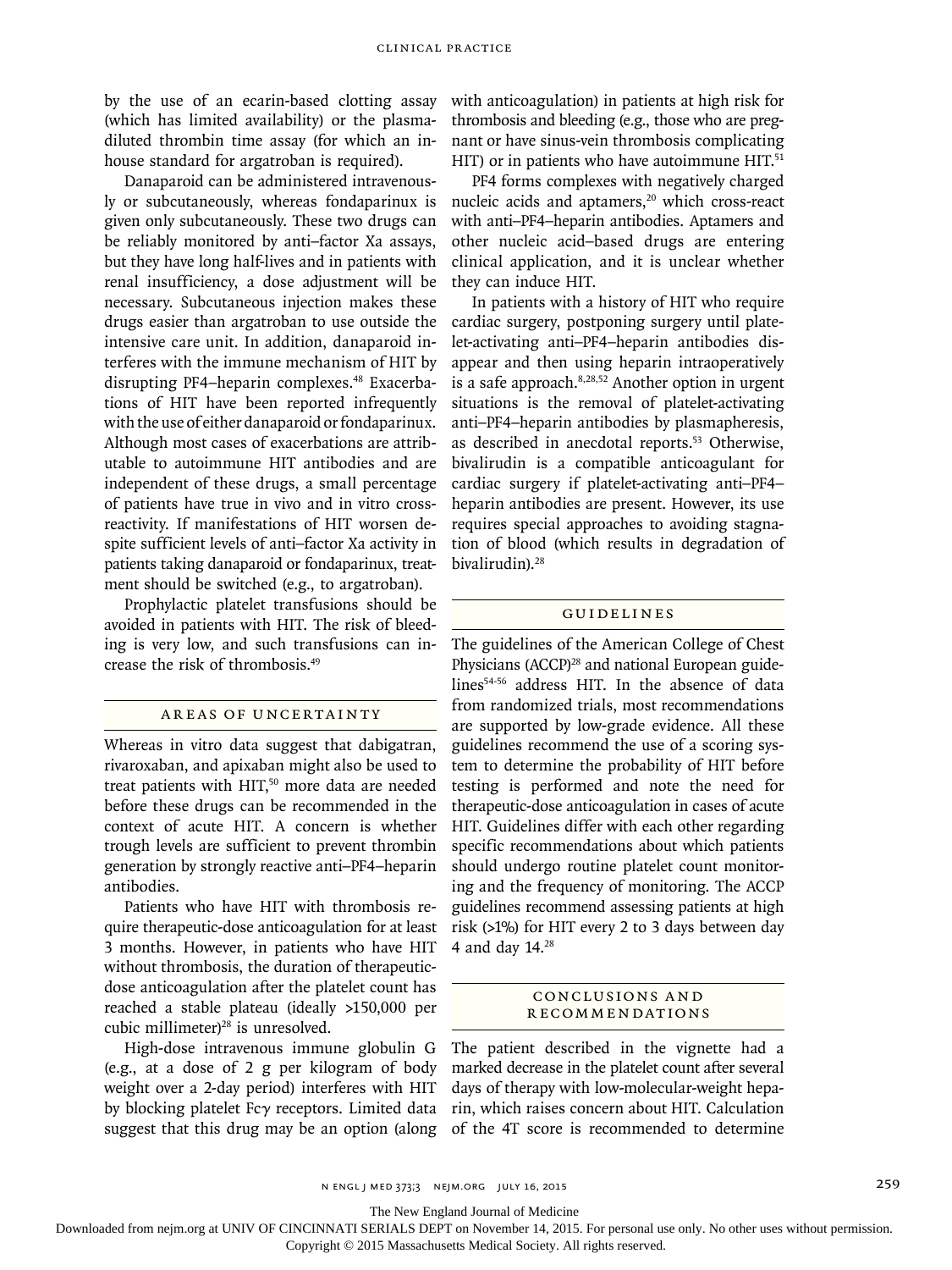by the use of an ecarin-based clotting assay (which has limited availability) or the plasma-diluted thrombin time assay (for which an in-house standard for argatroban is required).

Danaparoid can be administered intravenously or subcutaneously, whereas fondaparinux is given only subcutaneously. These two drugs can be reliably monitored by anti–factor Xa assays, but they have long half-lives and in patients with renal insufficiency, a dose adjustment will be necessary. Subcutaneous injection makes these drugs easier than argatroban to use outside the intensive care unit. In addition, danaparoid interferes with the immune mechanism of HIT by disrupting PF4–heparin complexes.[48] Exacerbations of HIT have been reported infrequently with the use of either danaparoid or fondaparinux. Although most cases of exacerbations are attributable to autoimmune HIT antibodies and are independent of these drugs, a small percentage of patients have true in vivo and in vitro cross-reactivity. If manifestations of HIT worsen despite sufficient levels of anti–factor Xa activity in patients taking danaparoid or fondaparinux, treatment should be switched (e.g., to argatroban).

Prophylactic platelet transfusions should be avoided in patients with HIT. The risk of bleeding is very low, and such transfusions can increase the risk of thrombosis.[49]

## Areas of Uncertainty

Whereas in vitro data suggest that dabigatran, rivaroxaban, and apixaban might also be used to treat patients with HIT,[50] more data are needed before these drugs can be recommended in the context of acute HIT. A concern is whether trough levels are sufficient to prevent thrombin generation by strongly reactive anti–PF4–heparin antibodies.

Patients who have HIT with thrombosis require therapeutic-dose anticoagulation for at least 3 months. However, in patients who have HIT without thrombosis, the duration of therapeutic-dose anticoagulation after the platelet count has reached a stable plateau (ideally >150,000 per cubic millimeter)[28] is unresolved.

High-dose intravenous immune globulin G (e.g., at a dose of 2 g per kilogram of body weight over a 2-day period) interferes with HIT by blocking platelet Fc$\gamma$ receptors. Limited data suggest that this drug may be an option (along with anticoagulation) in patients at high risk for thrombosis and bleeding (e.g., those who are pregnant or have sinus-vein thrombosis complicating HIT) or in patients who have autoimmune HIT.[51]

PF4 forms complexes with negatively charged nucleic acids and aptamers,[20] which cross-react with anti–PF4–heparin antibodies. Aptamers and other nucleic acid–based drugs are entering clinical application, and it is unclear whether they can induce HIT.

In patients with a history of HIT who require cardiac surgery, postponing surgery until platelet-activating anti–PF4–heparin antibodies disappear and then using heparin intraoperatively is a safe approach.[8,28,52] Another option in urgent situations is the removal of platelet-activating anti–PF4–heparin antibodies by plasmapheresis, as described in anecdotal reports.[53] Otherwise, bivalirudin is a compatible anticoagulant for cardiac surgery if platelet-activating anti–PF4–heparin antibodies are present. However, its use requires special approaches to avoiding stagnation of blood (which results in degradation of bivalirudin).[28]

## Guidelines

The guidelines of the American College of Chest Physicians (ACCP)[28] and national European guidelines[54-56] address HIT. In the absence of data from randomized trials, most recommendations are supported by low-grade evidence. All these guidelines recommend the use of a scoring system to determine the probability of HIT before testing is performed and note the need for therapeutic-dose anticoagulation in cases of acute HIT. Guidelines differ with each other regarding specific recommendations about which patients should undergo routine platelet count monitoring and the frequency of monitoring. The ACCP guidelines recommend assessing patients at high risk (>1%) for HIT every 2 to 3 days between day 4 and day 14.[28]

## Conclusions and Recommendations

The patient described in the vignette had a marked decrease in the platelet count after several days of therapy with low-molecular-weight heparin, which raises concern about HIT. Calculation of the 4T score is recommended to determine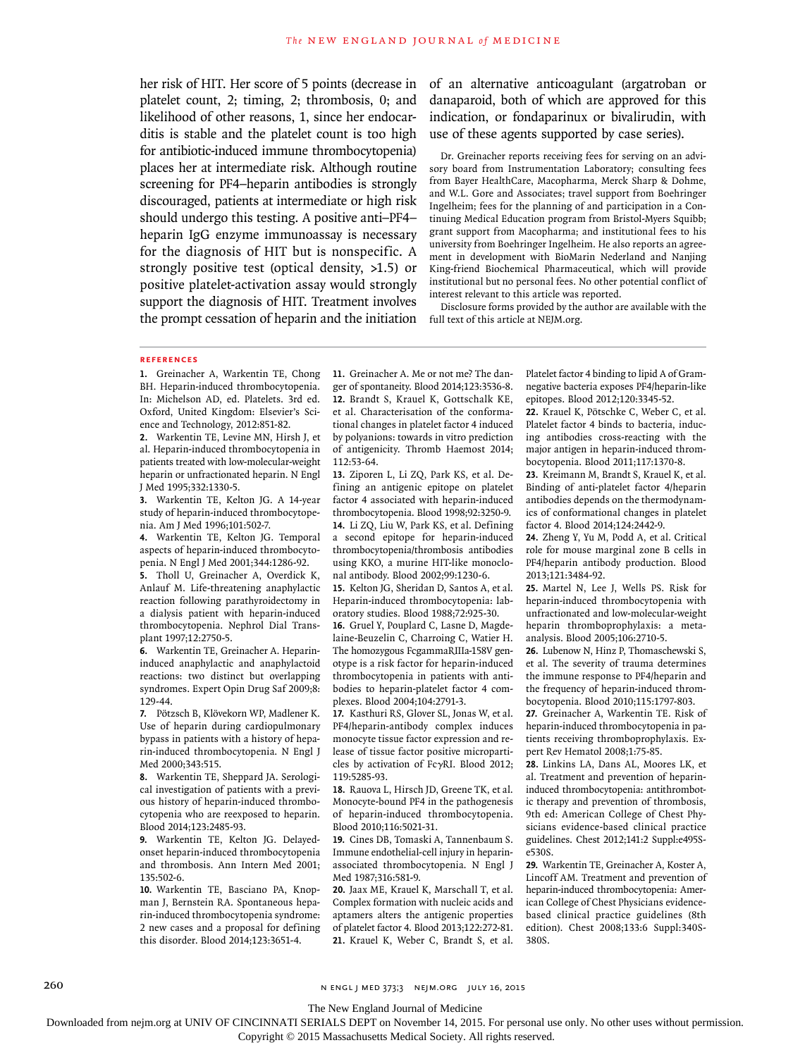her risk of HIT. Her score of 5 points (decrease in platelet count, 2; timing, 2; thrombosis, 0; and likelihood of other reasons, 1, since her endocarditis is stable and the platelet count is too high for antibiotic-induced immune thrombocytopenia) places her at intermediate risk. Although routine screening for PF4–heparin antibodies is strongly discouraged, patients at intermediate or high risk should undergo this testing. A positive anti–PF4–heparin IgG enzyme immunoassay is necessary for the diagnosis of HIT but is nonspecific. A strongly positive test (optical density, >1.5) or positive platelet-activation assay would strongly support the diagnosis of HIT. Treatment involves the prompt cessation of heparin and the initiation of an alternative anticoagulant (argatroban or danaparoid, both of which are approved for this indication, or fondaparinux or bivalirudin, with use of these agents supported by case series).

Dr. Greinacher reports receiving fees for serving on an advisory board from Instrumentation Laboratory; consulting fees from Bayer HealthCare, Macopharma, Merck Sharp & Dohme, and W.L. Gore and Associates; travel support from Boehringer Ingelheim; fees for the planning of and participation in a Continuing Medical Education program from Bristol-Myers Squibb; grant support from Macopharma; and institutional fees to his university from Boehringer Ingelheim. He also reports an agreement in development with BioMarin Nederland and Nanjing King-friend Biochemical Pharmaceutical, which will provide institutional but no personal fees. No other potential conflict of interest relevant to this article was reported.

Disclosure forms provided by the author are available with the full text of this article at NEJM.org.

## References

1. Greinacher A, Warkentin TE, Chong BH. Heparin-induced thrombocytopenia. In: Michelson AD, ed. Platelets. 3rd ed. Oxford, United Kingdom: Elsevier's Science and Technology, 2012:851-82.
2. Warkentin TE, Levine MN, Hirsh J, et al. Heparin-induced thrombocytopenia in patients treated with low-molecular-weight heparin or unfractionated heparin. N Engl J Med 1995;332:1330-5.
3. Warkentin TE, Kelton JG. A 14-year study of heparin-induced thrombocytopenia. Am J Med 1996;101:502-7.
4. Warkentin TE, Kelton JG. Temporal aspects of heparin-induced thrombocytopenia. N Engl J Med 2001;344:1286-92.
5. Tholl U, Greinacher A, Overdick K, Anlauf M. Life-threatening anaphylactic reaction following parathyroidectomy in a dialysis patient with heparin-induced thrombocytopenia. Nephrol Dial Transplant 1997;12:2750-5.
6. Warkentin TE, Greinacher A. Heparin-induced anaphylactic and anaphylactoid reactions: two distinct but overlapping syndromes. Expert Opin Drug Saf 2009;8:129-44.
7. Pötzsch B, Klövekorn WP, Madlener K. Use of heparin during cardiopulmonary bypass in patients with a history of heparin-induced thrombocytopenia. N Engl J Med 2000;343:515.
8. Warkentin TE, Sheppard JA. Serological investigation of patients with a previous history of heparin-induced thrombocytopenia who are reexposed to heparin. Blood 2014;123:2485-93.
9. Warkentin TE, Kelton JG. Delayed-onset heparin-induced thrombocytopenia and thrombosis. Ann Intern Med 2001;135:502-6.
10. Warkentin TE, Basciano PA, Knopman J, Bernstein RA. Spontaneous heparin-induced thrombocytopenia syndrome: 2 new cases and a proposal for defining this disorder. Blood 2014;123:3651-4.
11. Greinacher A. Me or not me? The danger of spontaneity. Blood 2014;123:3536-8.
12. Brandt S, Krauel K, Gottschalk KE, et al. Characterisation of the conformational changes in platelet factor 4 induced by polyanions: towards in vitro prediction of antigenicity. Thromb Haemost 2014;112:53-64.
13. Ziporen L, Li ZQ, Park KS, et al. Defining an antigenic epitope on platelet factor 4 associated with heparin-induced thrombocytopenia. Blood 1998;92:3250-9.
14. Li ZQ, Liu W, Park KS, et al. Defining a second epitope for heparin-induced thrombocytopenia/thrombosis antibodies using KKO, a murine HIT-like monoclonal antibody. Blood 2002;99:1230-6.
15. Kelton JG, Sheridan D, Santos A, et al. Heparin-induced thrombocytopenia: laboratory studies. Blood 1988;72:925-30.
16. Gruel Y, Pouplard C, Lasne D, Magdelaine-Beuzelin C, Charroing C, Watier H. The homozygous FcgammaRIIIa-158V genotype is a risk factor for heparin-induced thrombocytopenia in patients with antibodies to heparin-platelet factor 4 complexes. Blood 2004;104:2791-3.
17. Kasthuri RS, Glover SL, Jonas W, et al. PF4/heparin-antibody complex induces monocyte tissue factor expression and release of tissue factor positive microparticles by activation of FcγRI. Blood 2012;119:5285-93.
18. Rauova L, Hirsch JD, Greene TK, et al. Monocyte-bound PF4 in the pathogenesis of heparin-induced thrombocytopenia. Blood 2010;116:5021-31.
19. Cines DB, Tomaski A, Tannenbaum S. Immune endothelial-cell injury in heparin-associated thrombocytopenia. N Engl J Med 1987;316:581-9.
20. Jaax ME, Krauel K, Marschall T, et al. Complex formation with nucleic acids and aptamers alters the antigenic properties of platelet factor 4. Blood 2013;122:272-81.
21. Krauel K, Weber C, Brandt S, et al. Platelet factor 4 binding to lipid A of Gram-negative bacteria exposes PF4/heparin-like epitopes. Blood 2012;120:3345-52.
22. Krauel K, Pötschke C, Weber C, et al. Platelet factor 4 binds to bacteria, inducing antibodies cross-reacting with the major antigen in heparin-induced thrombocytopenia. Blood 2011;117:1370-8.
23. Kreimann M, Brandt S, Krauel K, et al. Binding of anti-platelet factor 4/heparin antibodies depends on the thermodynamics of conformational changes in platelet factor 4. Blood 2014;124:2442-9.
24. Zheng Y, Yu M, Podd A, et al. Critical role for mouse marginal zone B cells in PF4/heparin antibody production. Blood 2013;121:3484-92.
25. Martel N, Lee J, Wells PS. Risk for heparin-induced thrombocytopenia with unfractionated and low-molecular-weight heparin thromboprophylaxis: a meta-analysis. Blood 2005;106:2710-5.
26. Lubenow N, Hinz P, Thomaschewski S, et al. The severity of trauma determines the immune response to PF4/heparin and the frequency of heparin-induced thrombocytopenia. Blood 2010;115:1797-803.
27. Greinacher A, Warkentin TE. Risk of heparin-induced thrombocytopenia in patients receiving thromboprophylaxis. Expert Rev Hematol 2008;1:75-85.
28. Linkins LA, Dans AL, Moores LK, et al. Treatment and prevention of heparin-induced thrombocytopenia: antithrombotic therapy and prevention of thrombosis, 9th ed: American College of Chest Physicians evidence-based clinical practice guidelines. Chest 2012;141:2 Suppl:e495S-e530S.
29. Warkentin TE, Greinacher A, Koster A, Lincoff AM. Treatment and prevention of heparin-induced thrombocytopenia: American College of Chest Physicians evidence-based clinical practice guidelines (8th edition). Chest 2008;133:6 Suppl:340S-380S.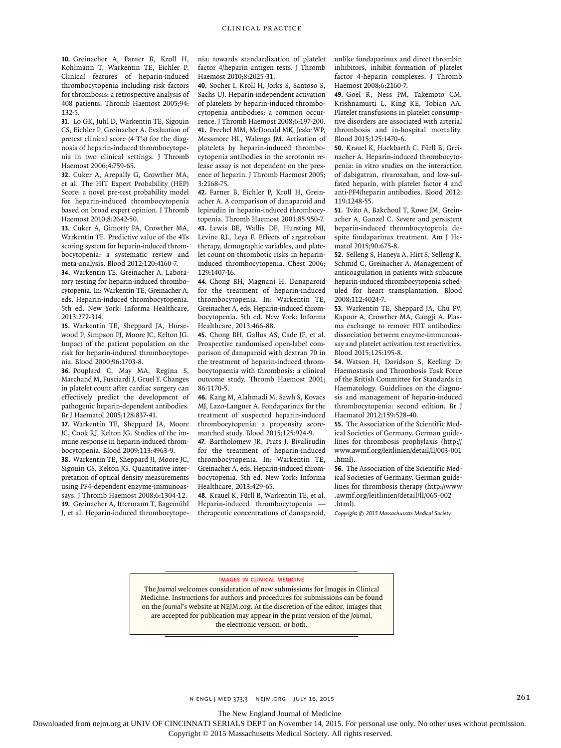30. Greinacher A, Farner B, Kroll H, Kohlmann T, Warkentin TE, Eichler P. Clinical features of heparin-induced thrombocytopenia including risk factors for thrombosis: a retrospective analysis of 408 patients. Thromb Haemost 2005;94:132-5.

31. Lo GK, Juhl D, Warkentin TE, Sigouin CS, Eichler P, Greinacher A. Evaluation of pretest clinical score (4 T's) for the diagnosis of heparin-induced thrombocytopenia in two clinical settings. J Thromb Haemost 2006;4:759-65.

32. Cuker A, Arepally G, Crowther MA, et al. The HIT Expert Probability (HEP) Score: a novel pre-test probability model for heparin-induced thrombocytopenia based on broad expert opinion. J Thromb Haemost 2010;8:2642-50.

33. Cuker A, Gimotty PA, Crowther MA, Warkentin TE. Predictive value of the 4Ts scoring system for heparin-induced thrombocytopenia: a systematic review and meta-analysis. Blood 2012;120:4160-7.

34. Warkentin TE, Greinacher A. Laboratory testing for heparin-induced thrombocytopenia. In: Warkentin TE, Greinacher A, eds. Heparin-induced thrombocytopenia. 5th ed. New York: Informa Healthcare, 2013:272-314.

35. Warkentin TE, Sheppard JA, Horsewood P, Simpson PJ, Moore JC, Kelton JG. Impact of the patient population on the risk for heparin-induced thrombocytopenia. Blood 2000;96:1703-8.

36. Pouplard C, May MA, Regina S, Marchand M, Fusciardi J, Gruel Y. Changes in platelet count after cardiac surgery can effectively predict the development of pathogenic heparin-dependent antibodies. Br J Haematol 2005;128:837-41.

37. Warkentin TE, Sheppard JA, Moore JC, Cook RJ, Kelton JG. Studies of the immune response in heparin-induced thrombocytopenia. Blood 2009;113:4963-9.

38. Warkentin TE, Sheppard JI, Moore JC, Sigouin CS, Kelton JG. Quantitative interpretation of optical density measurements using PF4-dependent enzyme-immunoassays. J Thromb Haemost 2008;6:1304-12.

39. Greinacher A, Ittermann T, Bagemühl J, et al. Heparin-induced thrombocytopenia: towards standardization of platelet factor 4/heparin antigen tests. J Thromb Haemost 2010;8:2025-31.

40. Socher I, Kroll H, Jorks S, Santoso S, Sachs UJ. Heparin-independent activation of platelets by heparin-induced thrombocytopenia antibodies: a common occurrence. J Thromb Haemost 2008;6:197-200.

41. Prechel MM, McDonald MK, Jeske WP, Messmore HL, Walenga JM. Activation of platelets by heparin-induced thrombocytopenia antibodies in the serotonin release assay is not dependent on the presence of heparin. J Thromb Haemost 2005;3:2168-75.

42. Farner B, Eichler P, Kroll H, Greinacher A. A comparison of danaparoid and lepirudin in heparin-induced thrombocytopenia. Thromb Haemost 2001;85:950-7.

43. Lewis BE, Wallis DE, Hursting MJ, Levine RL, Leya F. Effects of argatroban therapy, demographic variables, and platelet count on thrombotic risks in heparin-induced thrombocytopenia. Chest 2006;129:1407-16.

44. Chong BH, Magnani H. Danaparoid for the treatment of heparin-induced thrombocytopenia. In: Warkentin TE, Greinacher A, eds. Heparin-induced thrombocytopenia. 5th ed. New York: Informa Healthcare, 2013:466-88.

45. Chong BH, Gallus AS, Cade JF, et al. Prospective randomised open-label comparison of danaparoid with dextran 70 in the treatment of heparin-induced thrombocytopaenia with thrombosis: a clinical outcome study. Thromb Haemost 2001;86:1170-5.

46. Kang M, Alahmadi M, Sawh S, Kovacs MJ, Lazo-Langner A. Fondaparinux for the treatment of suspected heparin-induced thrombocytopenia: a propensity score-matched study. Blood 2015;125:924-9.

47. Bartholomew JR, Prats J. Bivalirudin for the treatment of heparin-induced thrombocytopenia. In: Warkentin TE, Greinacher A, eds. Heparin-induced thrombocytopenia. 5th ed. New York: Informa Healthcare, 2013:429-65.

48. Krauel K, Fürll B, Warkentin TE, et al. Heparin-induced thrombocytopenia — therapeutic concentrations of danaparoid, unlike fondaparinux and direct thrombin inhibitors, inhibit formation of platelet factor 4-heparin complexes. J Thromb Haemost 2008;6:2160-7.

49. Goel R, Ness PM, Takemoto CM, Krishnamurti L, King KE, Tobian AA. Platelet transfusions in platelet consumptive disorders are associated with arterial thrombosis and in-hospital mortality. Blood 2015;125:1470-6.

50. Krauel K, Hackbarth C, Fürll B, Greinacher A. Heparin-induced thrombocytopenia: in vitro studies on the interaction of dabigatran, rivaroxaban, and low-sulfated heparin, with platelet factor 4 and anti-PF4/heparin antibodies. Blood 2012;119:1248-55.

51. Tvito A, Bakchoul T, Rowe JM, Greinacher A, Ganzel C. Severe and persistent heparin-induced thrombocytopenia despite fondaparinux treatment. Am J Hematol 2015;90:675-8.

52. Selleng S, Haneya A, Hirt S, Selleng K, Schmid C, Greinacher A. Management of anticoagulation in patients with subacute heparin-induced thrombocytopenia scheduled for heart transplantation. Blood 2008;112:4024-7.

53. Warkentin TE, Sheppard JA, Chu FV, Kapoor A, Crowther MA, Gangji A. Plasma exchange to remove HIT antibodies: dissociation between enzyme-immunoassay and platelet activation test reactivities. Blood 2015;125:195-8.

54. Watson H, Davidson S, Keeling D; Haemostasis and Thrombosis Task Force of the British Committee for Standards in Haematology. Guidelines on the diagnosis and management of heparin-induced thrombocytopenia: second edition. Br J Haematol 2012;159:528-40.

55. The Association of the Scientific Medical Societies of Germany. German guidelines for thrombosis prophylaxis (http://www.awmf.org/leitlinien/detail/ll/003-001.html).

56. The Association of the Scientific Medical Societies of Germany. German guidelines for thrombosis therapy (http://www.awmf.org/leitlinien/detail/ll/065-002.html).

*Copyright © 2015 Massachusetts Medical Society.*

### IMAGES IN CLINICAL MEDICINE

The *Journal* welcomes consideration of new submissions for Images in Clinical Medicine. Instructions for authors and procedures for submissions can be found on the *Journal*'s website at NEJM.org. At the discretion of the editor, images that are accepted for publication may appear in the print version of the *Journal*, the electronic version, or both.